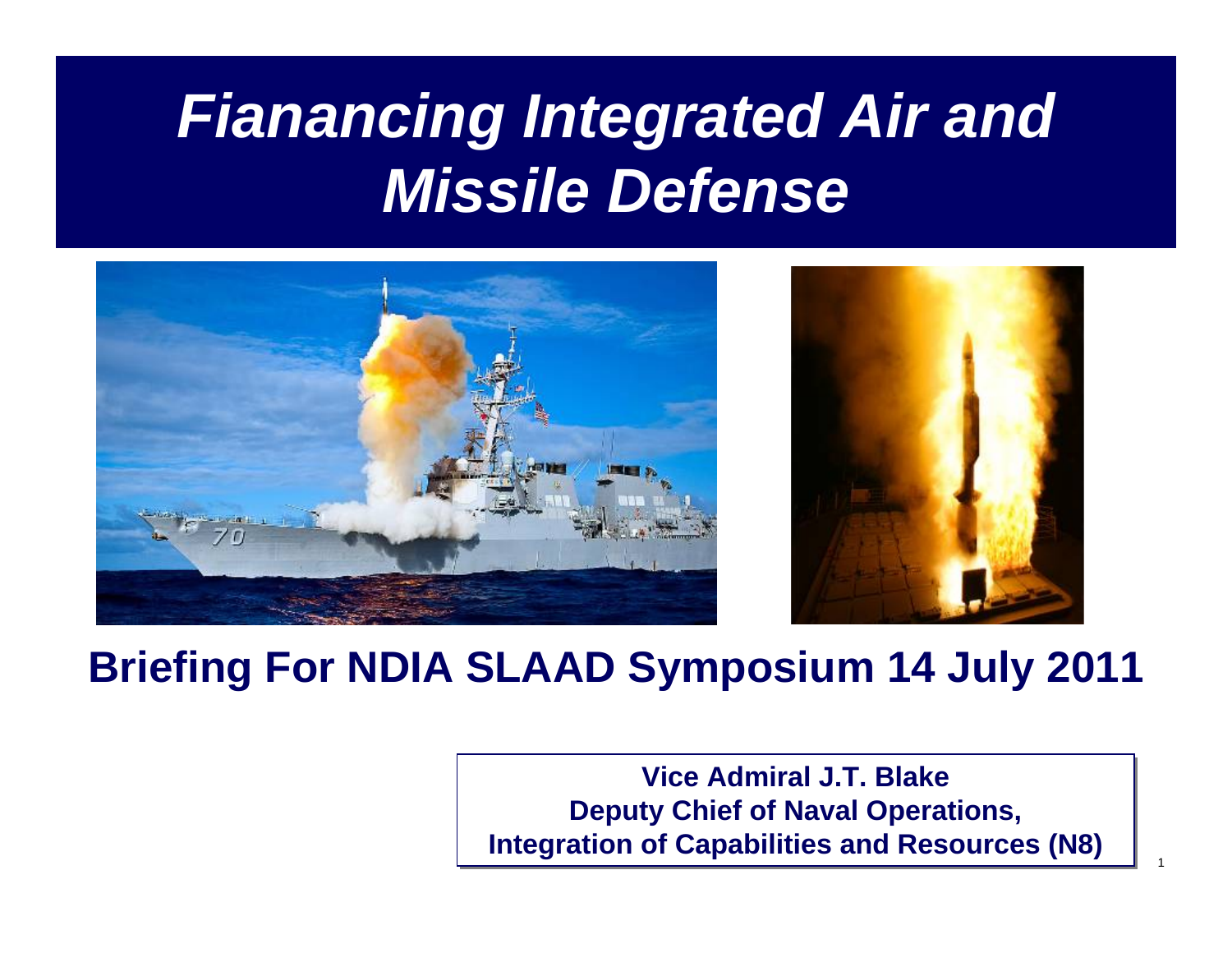# *Fianancing Integrated Air and Missile Defense*

## Briefing For NDIA SLAAD Symposium 14 July 2011

**Vice Admiral J.T. Blake**
**Deputy Chief of Naval Operations,**
**Integration of Capabilities and Resources (N8)**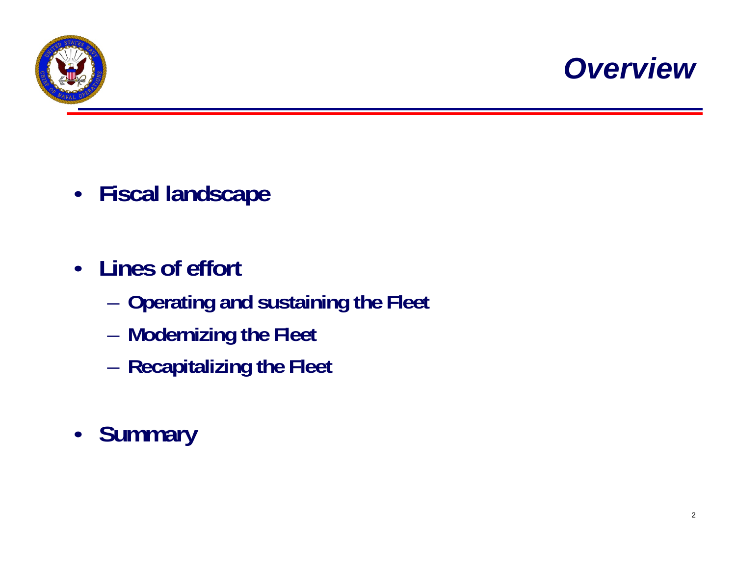# Overview

- **Fiscal landscape**
- **Lines of effort**
  - **Operating and sustaining the Fleet**
  - **Modernizing the Fleet**
  - **Recapitalizing the Fleet**
- **Summary**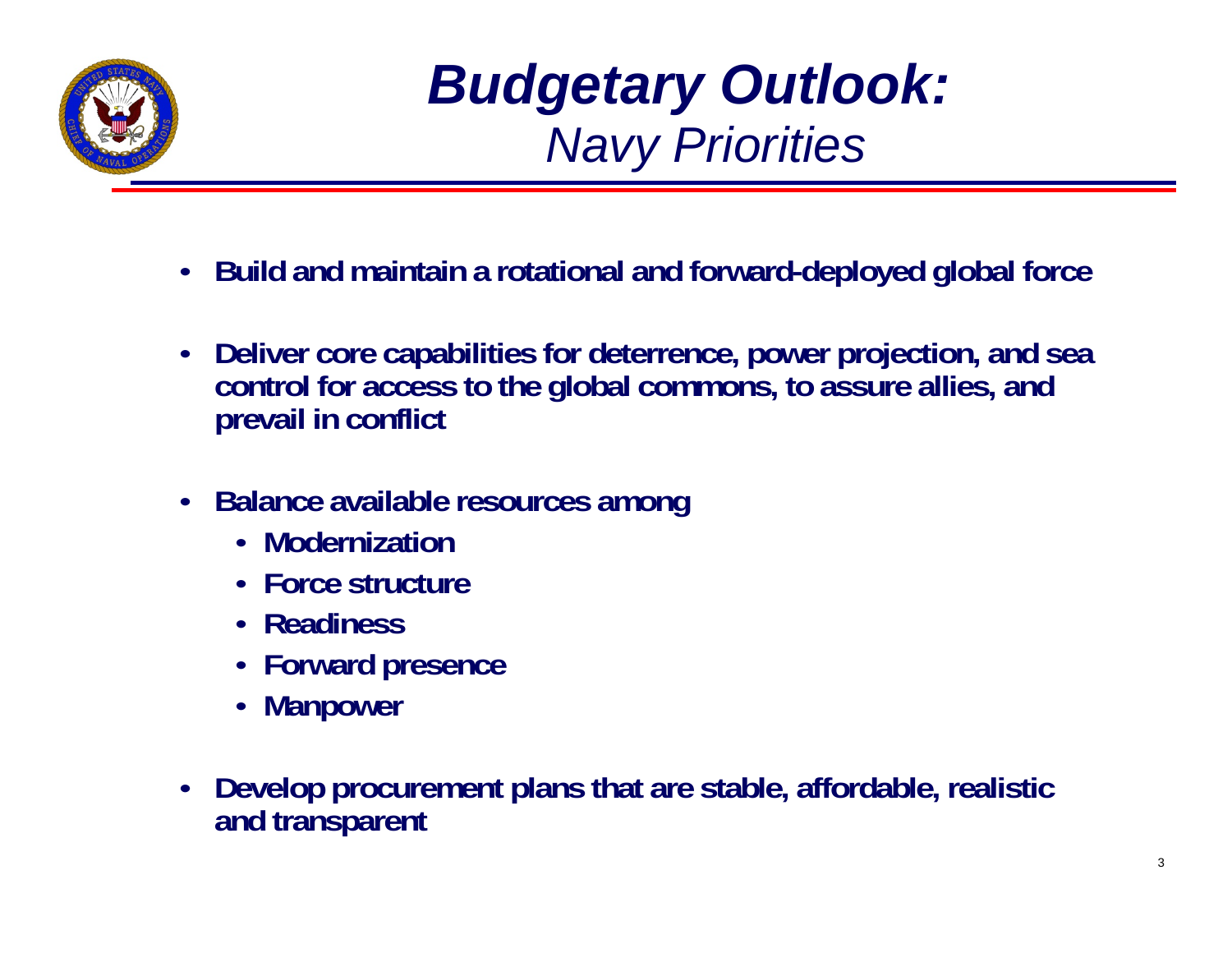# *Budgetary Outlook:*
## *Navy Priorities*

- **Build and maintain a rotational and forward-deployed global force**
- **Deliver core capabilities for deterrence, power projection, and sea control for access to the global commons, to assure allies, and prevail in conflict**
- **Balance available resources among**
  - **Modernization**
  - **Force structure**
  - **Readiness**
  - **Forward presence**
  - **Manpower**
- **Develop procurement plans that are stable, affordable, realistic and transparent**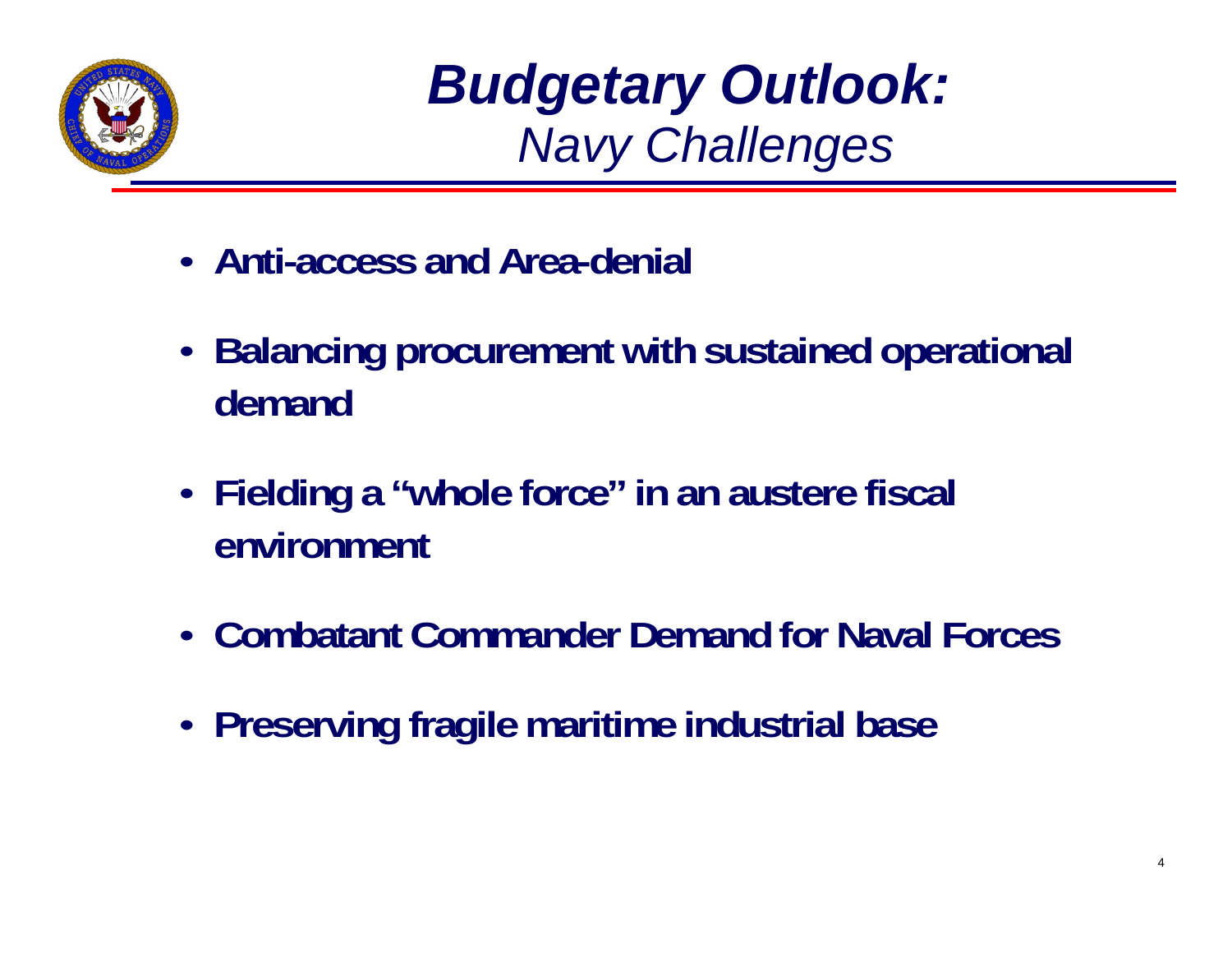# *Budgetary Outlook:*
## *Navy Challenges*

- **Anti-access and Area-denial**
- **Balancing procurement with sustained operational demand**
- **Fielding a "whole force" in an austere fiscal environment**
- **Combatant Commander Demand for Naval Forces**
- **Preserving fragile maritime industrial base**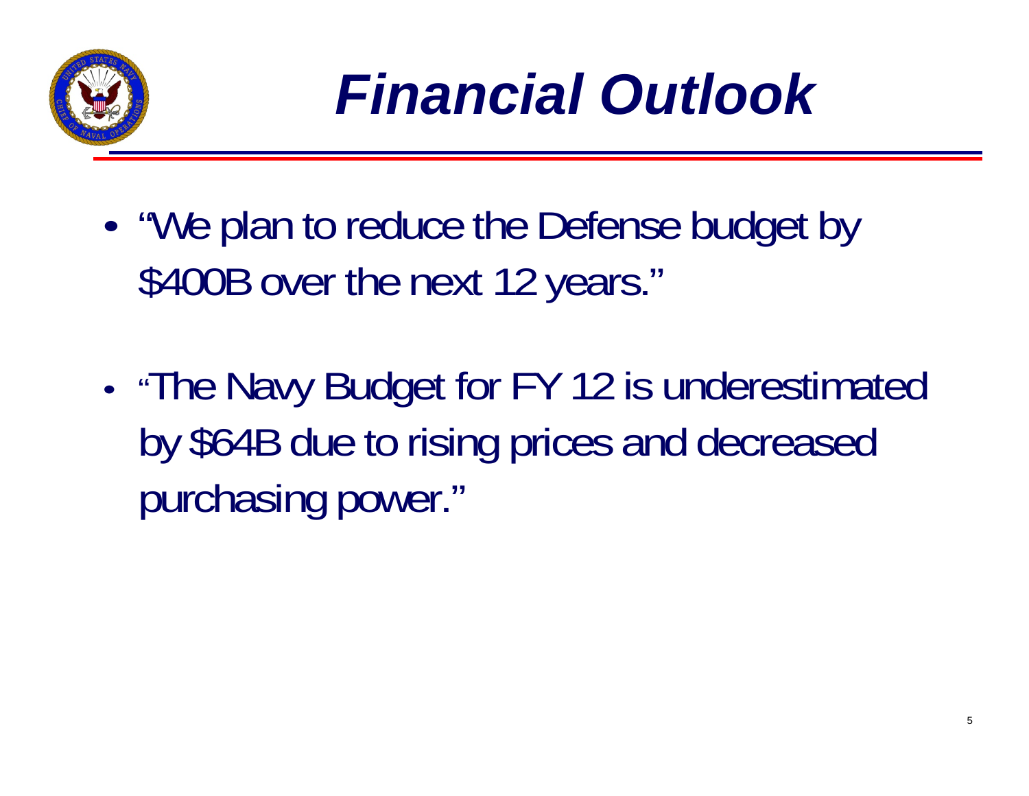# Financial Outlook

- "We plan to reduce the Defense budget by $400B over the next 12 years."
- "The Navy Budget for FY 12 is underestimated by $64B due to rising prices and decreased purchasing power."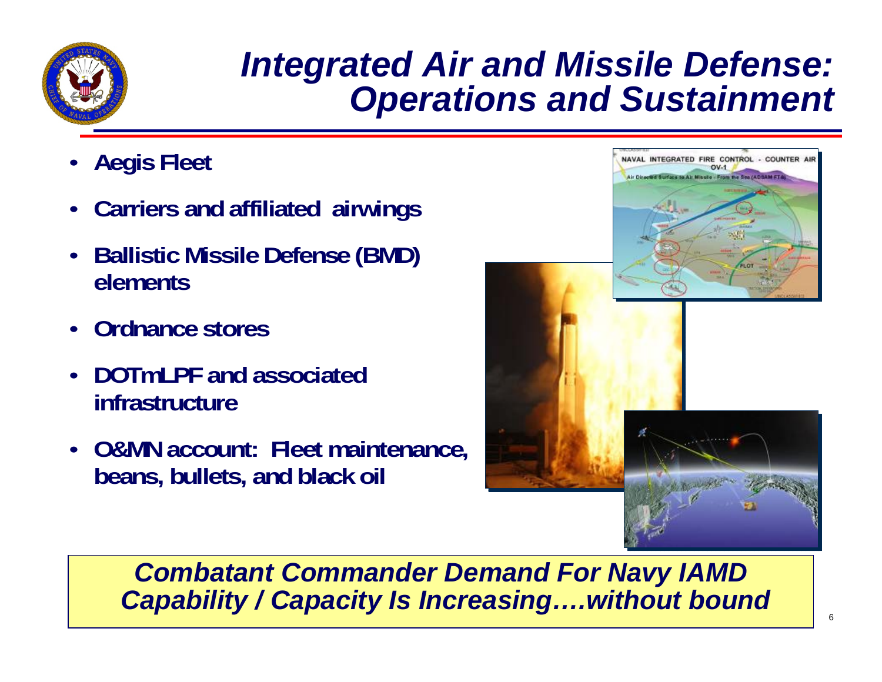# *Integrated Air and Missile Defense: Operations and Sustainment*

- **Aegis Fleet**
- **Carriers and affiliated airwings**
- **Ballistic Missile Defense (BMD) elements**
- **Ordnance stores**
- **DOTmLPF and associated infrastructure**
- **O&MN account: Fleet maintenance, beans, bullets, and black oil**

***Combatant Commander Demand For Navy IAMD Capability / Capacity Is Increasing….without bound***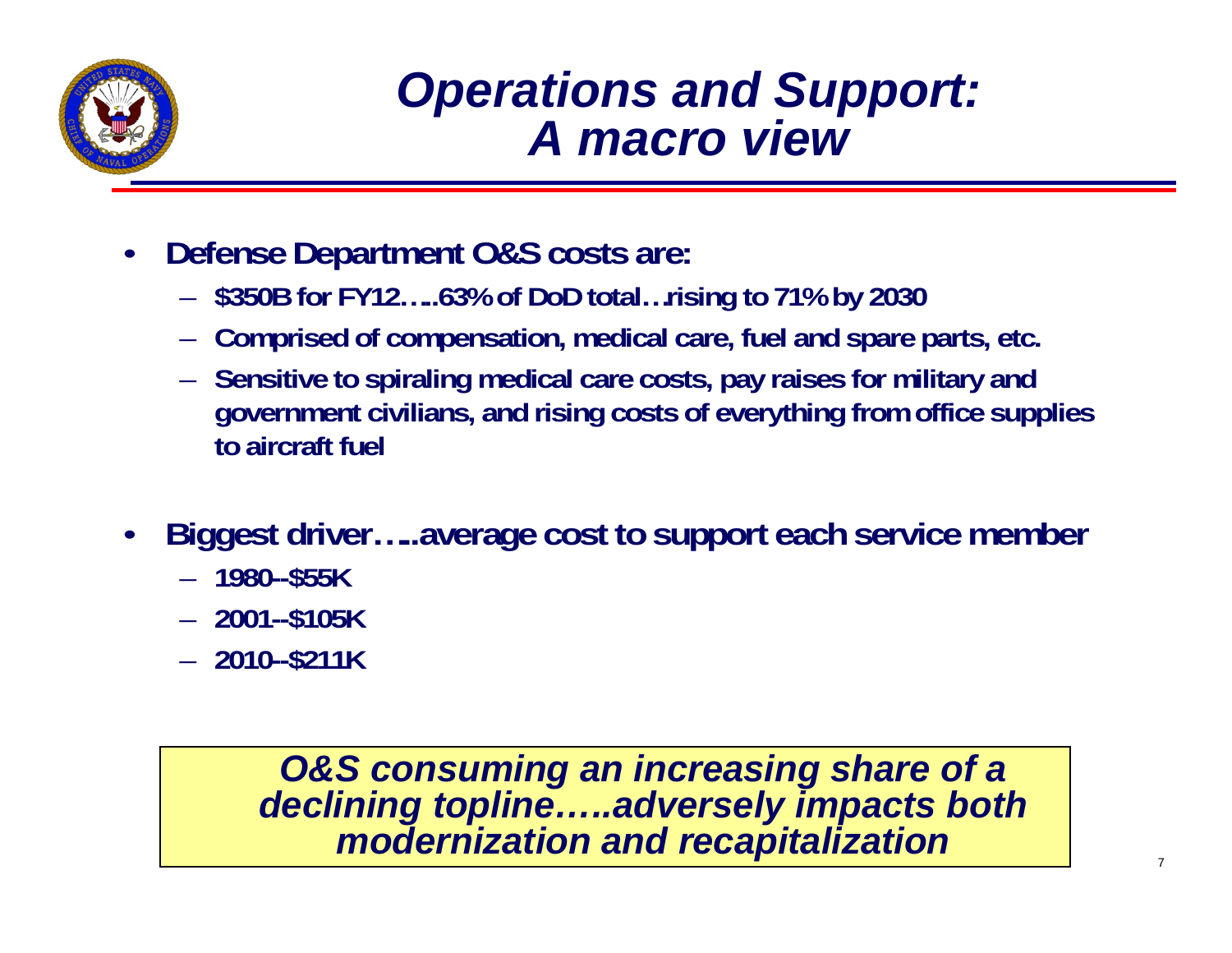# *Operations and Support: A macro view*

- **Defense Department O&S costs are:**
  - **$350B for FY12…..63% of DoD total…rising to 71% by 2030**
  - **Comprised of compensation, medical care, fuel and spare parts, etc.**
  - **Sensitive to spiraling medical care costs, pay raises for military and government civilians, and rising costs of everything from office supplies to aircraft fuel**

- **Biggest driver…..average cost to support each service member**
  - **1980--$55K**
  - **2001--$105K**
  - **2010--$211K**

***O&S consuming an increasing share of a declining topline…..adversely impacts both modernization and recapitalization***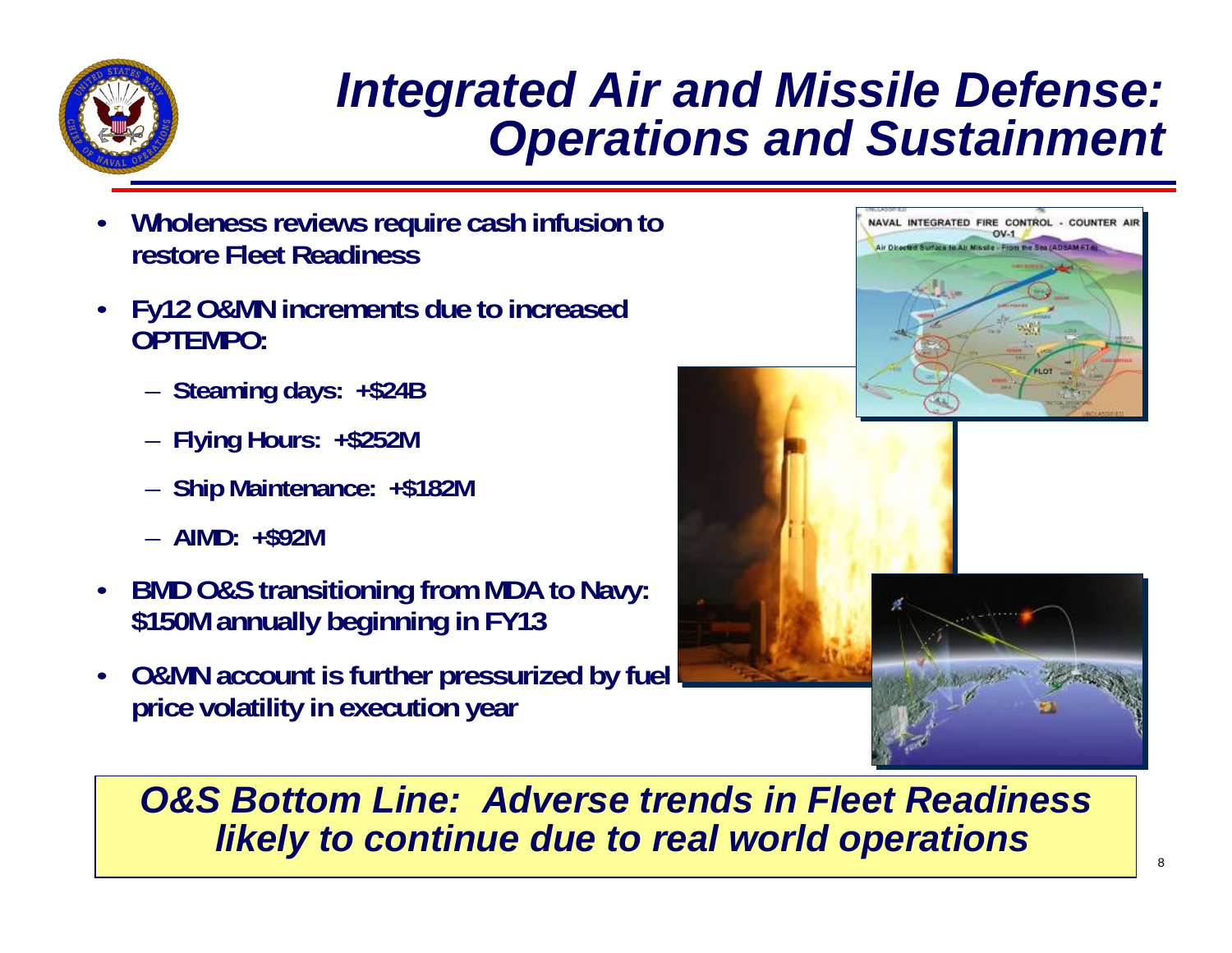# *Integrated Air and Missile Defense: Operations and Sustainment*

- **Wholeness reviews require cash infusion to restore Fleet Readiness**
- **Fy12 O&MN increments due to increased OPTEMPO:**
  - **Steaming days: +$24B**
  - **Flying Hours: +$252M**
  - **Ship Maintenance: +$182M**
  - **AIMD: +$92M**
- **BMD O&S transitioning from MDA to Navy: $150M annually beginning in FY13**
- **O&MN account is further pressurized by fuel price volatility in execution year**

***O&S Bottom Line: Adverse trends in Fleet Readiness likely to continue due to real world operations***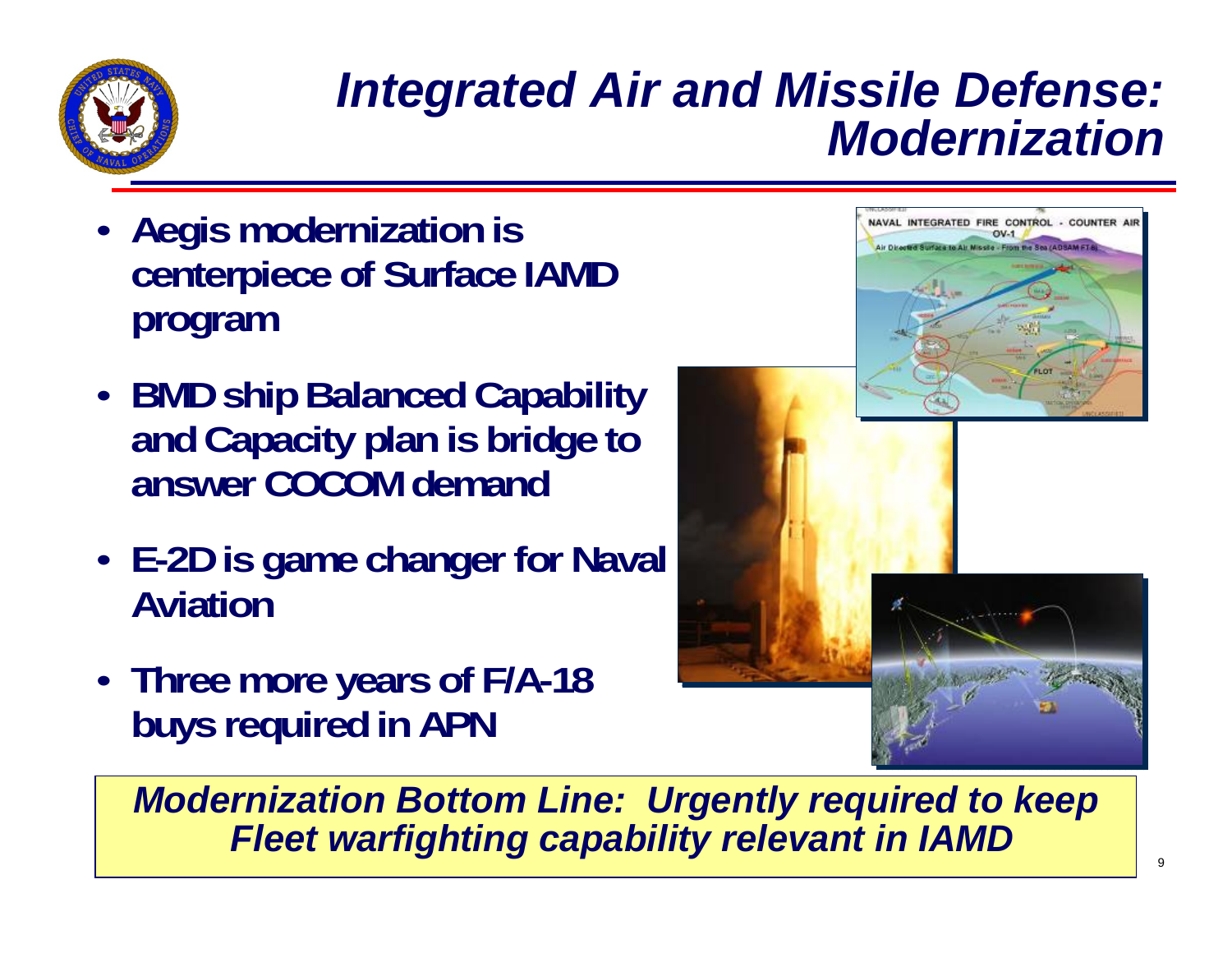# Integrated Air and Missile Defense: Modernization

- **Aegis modernization is centerpiece of Surface IAMD program**
- **BMD ship Balanced Capability and Capacity plan is bridge to answer COCOM demand**
- **E-2D is game changer for Naval Aviation**
- **Three more years of F/A-18 buys required in APN**

***Modernization Bottom Line: Urgently required to keep Fleet warfighting capability relevant in IAMD***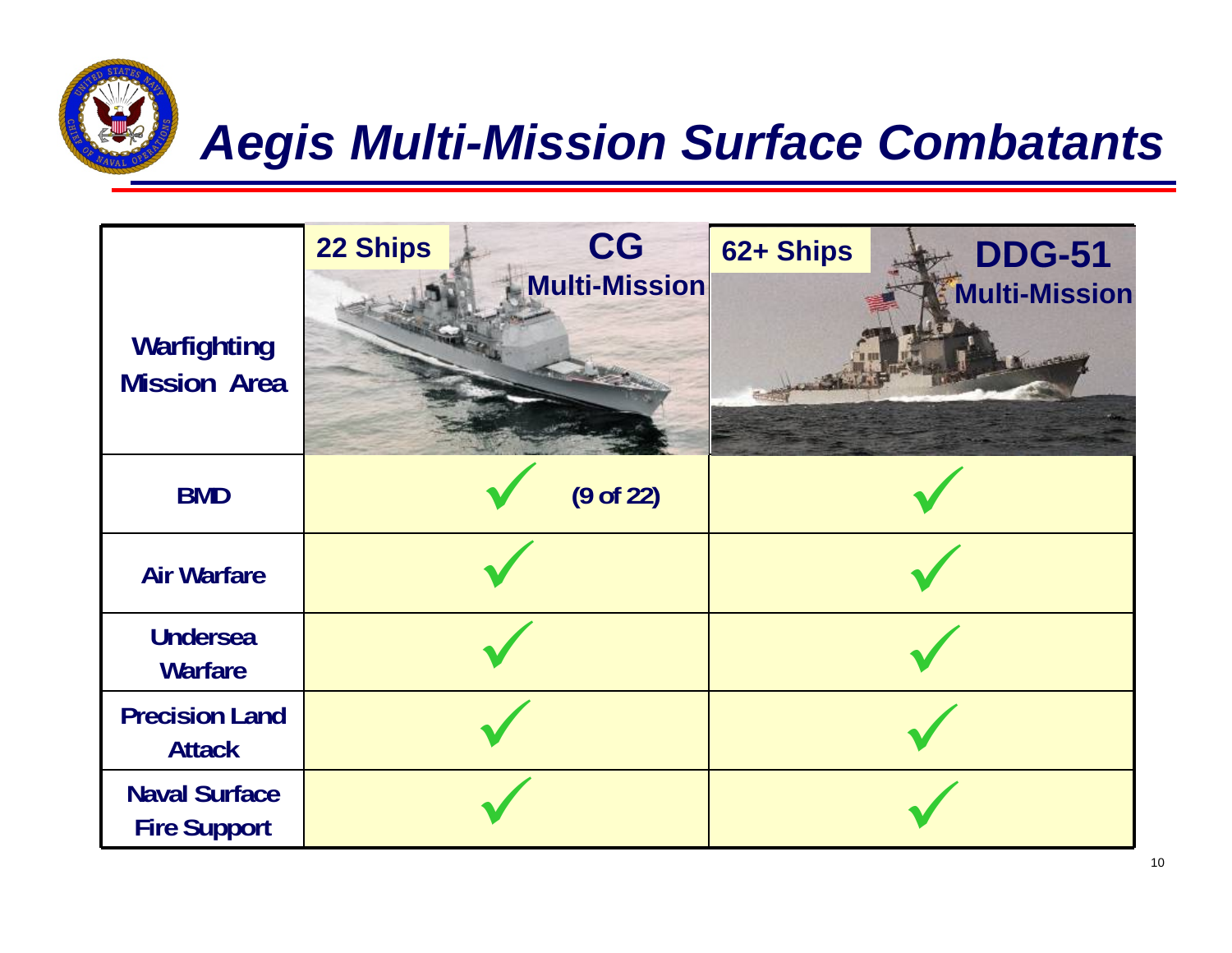# Aegis Multi-Mission Surface Combatants

| Warfighting Mission Area | 22 Ships CG Multi-Mission | 62+ Ships DDG-51 Multi-Mission |
|---|---|---|
| BMD | ✓ (9 of 22) | ✓ |
| Air Warfare | ✓ | ✓ |
| Undersea Warfare | ✓ | ✓ |
| Precision Land Attack | ✓ | ✓ |
| Naval Surface Fire Support | ✓ | ✓ |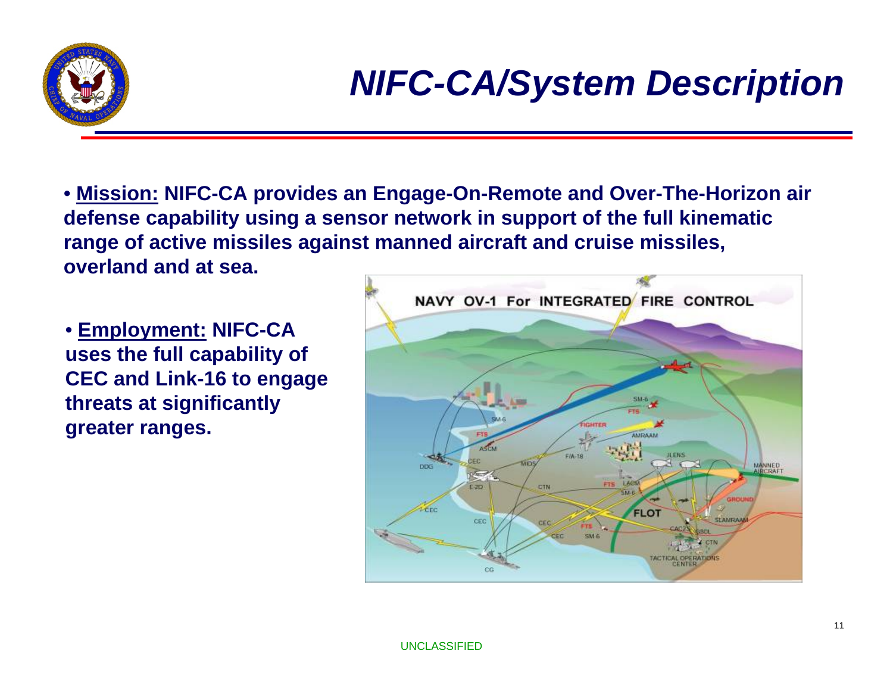# NIFC-CA/System Description

- **Mission: NIFC-CA provides an Engage-On-Remote and Over-The-Horizon air defense capability using a sensor network in support of the full kinematic range of active missiles against manned aircraft and cruise missiles, overland and at sea.**

- **Employment: NIFC-CA uses the full capability of CEC and Link-16 to engage threats at significantly greater ranges.**

NAVY OV-1 For INTEGRATED FIRE CONTROL

SM-6
FTS
SM-6
FTS
ASCM
FIGHTER
AMRAAM
DDG
CEC
MIDS
F/A-18
JLENS
MANNED AIRCRAFT
E-2D
CTN
FTS
LACM
SM-6
GROUND
CEC
FLOT
CEC
CEC
FTS
CAC2S
SLAMRAAM
CEC
SM-6
GBDL
CTN
TACTICAL OPERATIONS CENTER
CG

UNCLASSIFIED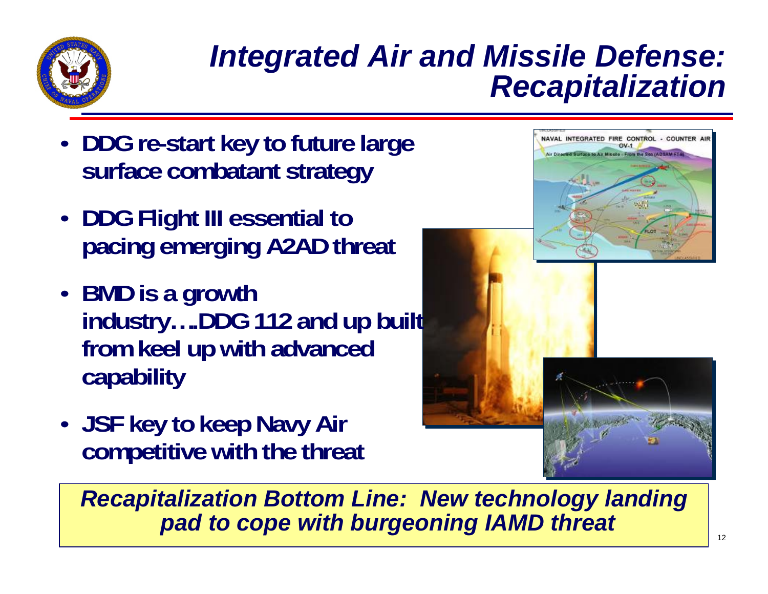# *Integrated Air and Missile Defense: Recapitalization*

- **DDG re-start key to future large surface combatant strategy**
- **DDG Flight III essential to pacing emerging A2AD threat**
- **BMD is a growth industry….DDG 112 and up built from keel up with advanced capability**
- **JSF key to keep Navy Air competitive with the threat**

***Recapitalization Bottom Line: New technology landing pad to cope with burgeoning IAMD threat***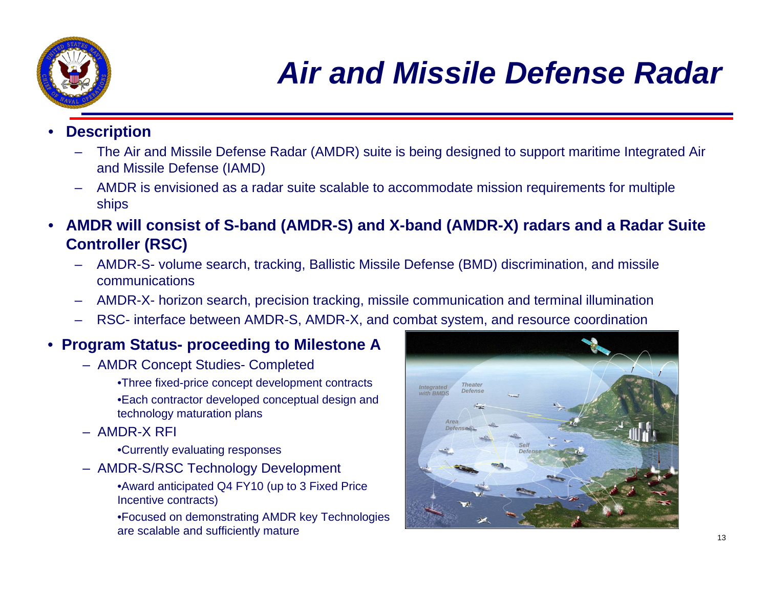# Air and Missile Defense Radar

- **Description**
  - The Air and Missile Defense Radar (AMDR) suite is being designed to support maritime Integrated Air and Missile Defense (IAMD)
  - AMDR is envisioned as a radar suite scalable to accommodate mission requirements for multiple ships
- **AMDR will consist of S-band (AMDR-S) and X-band (AMDR-X) radars and a Radar Suite Controller (RSC)**
  - AMDR-S- volume search, tracking, Ballistic Missile Defense (BMD) discrimination, and missile communications
  - AMDR-X- horizon search, precision tracking, missile communication and terminal illumination
  - RSC- interface between AMDR-S, AMDR-X, and combat system, and resource coordination
- **Program Status- proceeding to Milestone A**
  - AMDR Concept Studies- Completed
    - Three fixed-price concept development contracts
    - Each contractor developed conceptual design and technology maturation plans
  - AMDR-X RFI
    - Currently evaluating responses
  - AMDR-S/RSC Technology Development
    - Award anticipated Q4 FY10 (up to 3 Fixed Price Incentive contracts)
    - Focused on demonstrating AMDR key Technologies are scalable and sufficiently mature

Integrated with BMDS

Theater Defense

Area Defense

Self Defense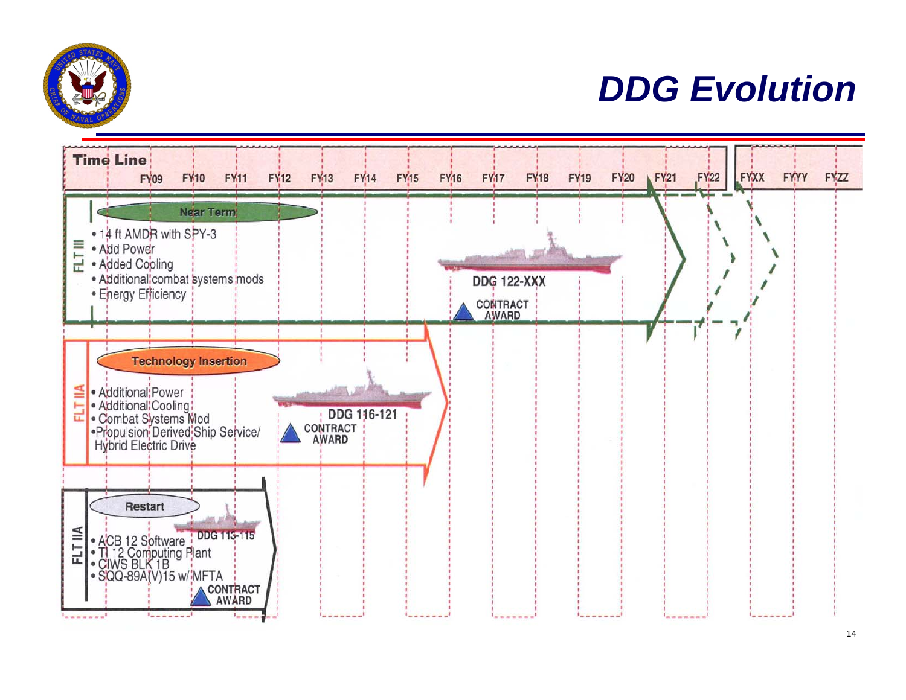# DDG Evolution

Time Line

FY09 FY10 FY11 FY12 FY13 FY14 FY15 FY16 FY17 FY18 FY19 FY20 FY21 FY22 FYXX FYYY FYZZ

FLT III

Near Term

- 14 ft AMDR with SPY-3
- Add Power
- Added Cooling
- Additional combat systems mods
- Energy Efficiency

DDG 122-XXX

CONTRACT AWARD

FLT IIA

Technology Insertion

- Additional Power
- Additional Cooling
- Combat Systems Mod
- Propulsion Derived Ship Service/ Hybrid Electric Drive

DDG 116-121

CONTRACT AWARD

FLT IIA

Restart

DDG 113-115

- ACB 12 Software
- TI 12 Computing Plant
- CIWS BLK 1B
- SQQ-89A(V)15 w/ MFTA

CONTRACT AWARD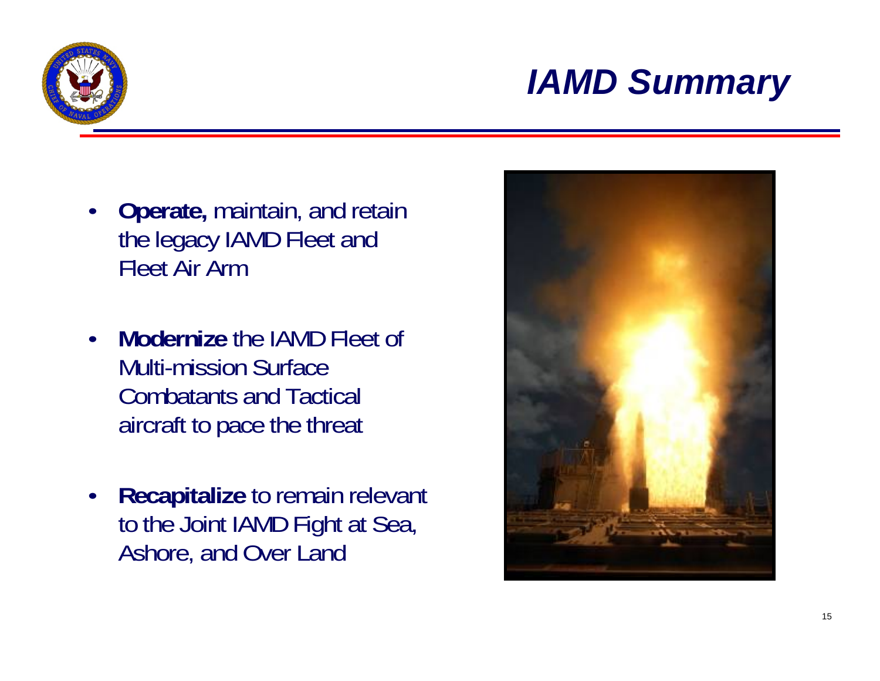# *IAMD Summary*

- **Operate,** maintain, and retain the legacy IAMD Fleet and Fleet Air Arm
- **Modernize** the IAMD Fleet of Multi-mission Surface Combatants and Tactical aircraft to pace the threat
- **Recapitalize** to remain relevant to the Joint IAMD Fight at Sea, Ashore, and Over Land